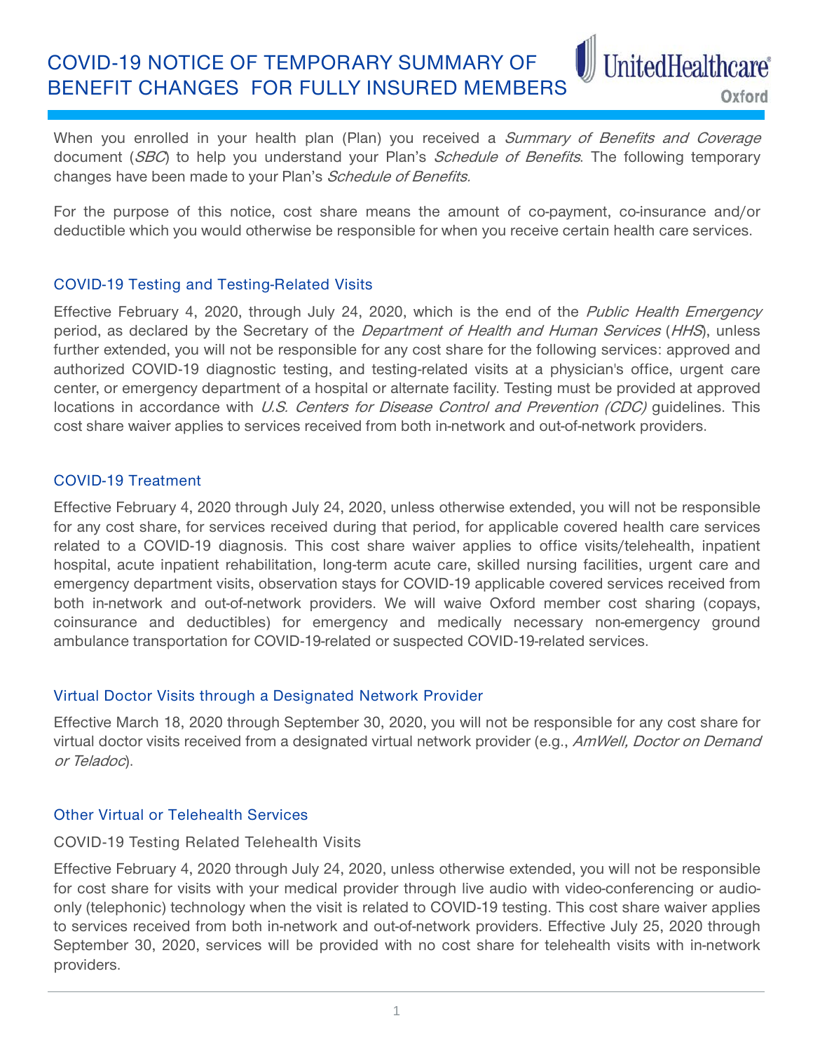# COVID-19 NOTICE OF TEMPORARY SUMMARY OF BENEFIT CHANGES FOR FULLY INSURED MEMBERS

UnitedHealthcare Oxford

When you enrolled in your health plan (Plan) you received a *Summary of Benefits and Coverage* document (*SBC*) to help you understand your Plan's *Schedule of Benefits*. The following temporary changes have been made to your Plan's *Schedule of Benefits.*

For the purpose of this notice, cost share means the amount of co-payment, co-insurance and/or deductible which you would otherwise be responsible for when you receive certain health care services.

## COVID-19 Testing and Testing-Related Visits

Effective February 4, 2020, through July 24, 2020, which is the end of the *Public Health Emergency* period, as declared by the Secretary of the *Department of Health and Human Services* (*HHS*), unless further extended, you will not be responsible for any cost share for the following services: approved and authorized COVID-19 diagnostic testing, and testing-related visits at a physician's office, urgent care center, or emergency department of a hospital or alternate facility. Testing must be provided at approved locations in accordance with *U.S. Centers for Disease Control and Prevention (CDC)* guidelines. This cost share waiver applies to services received from both in-network and out-of-network providers.

## COVID-19 Treatment

Effective February 4, 2020 through July 24, 2020, unless otherwise extended, you will not be responsible for any cost share, for services received during that period, for applicable covered health care services related to a COVID-19 diagnosis. This cost share waiver applies to office visits/telehealth, inpatient hospital, acute inpatient rehabilitation, long-term acute care, skilled nursing facilities, urgent care and emergency department visits, observation stays for COVID-19 applicable covered services received from both in-network and out-of-network providers. We will waive Oxford member cost sharing (copays, coinsurance and deductibles) for emergency and medically necessary non-emergency ground ambulance transportation for COVID-19-related or suspected COVID-19-related services.

## Virtual Doctor Visits through a Designated Network Provider

Effective March 18, 2020 through September 30, 2020, you will not be responsible for any cost share for virtual doctor visits received from a designated virtual network provider (e.g., *AmWell, Doctor on Demand or Teladoc*).

## Other Virtual or Telehealth Services

### COVID-19 Testing Related Telehealth Visits

Effective February 4, 2020 through July 24, 2020, unless otherwise extended, you will not be responsible for cost share for visits with your medical provider through live audio with video-conferencing or audio-only (telephonic) technology when the visit is related to COVID-19 testing. This cost share waiver applies to services received from both in-network and out-of-network providers. Effective July 25, 2020 through September 30, 2020, services will be provided with no cost share for telehealth visits with in-network providers.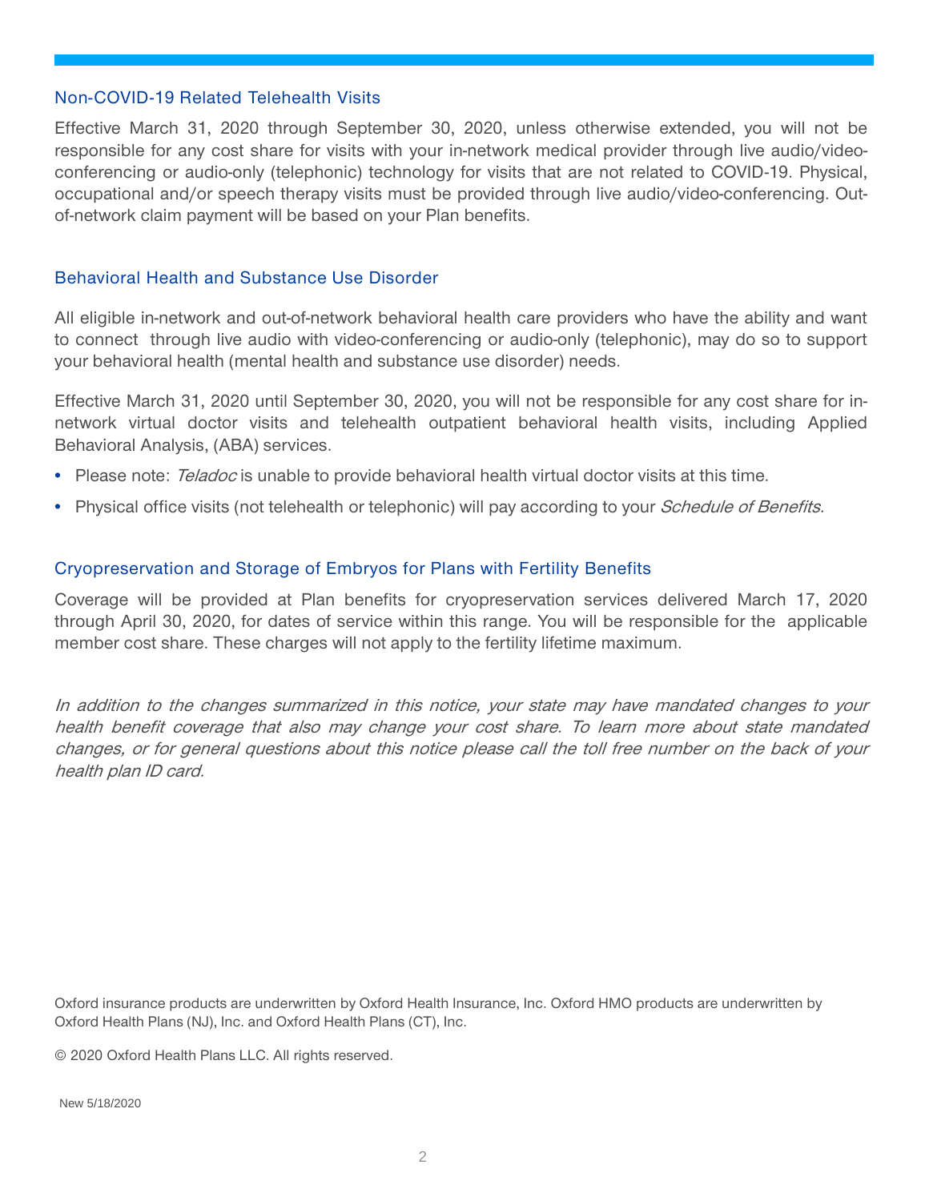## Non-COVID-19 Related Telehealth Visits

Effective March 31, 2020 through September 30, 2020, unless otherwise extended, you will not be responsible for any cost share for visits with your in-network medical provider through live audio/video-conferencing or audio-only (telephonic) technology for visits that are not related to COVID-19. Physical, occupational and/or speech therapy visits must be provided through live audio/video-conferencing. Out-of-network claim payment will be based on your Plan benefits.

## Behavioral Health and Substance Use Disorder

All eligible in-network and out-of-network behavioral health care providers who have the ability and want to connect through live audio with video-conferencing or audio-only (telephonic), may do so to support your behavioral health (mental health and substance use disorder) needs.

Effective March 31, 2020 until September 30, 2020, you will not be responsible for any cost share for in-network virtual doctor visits and telehealth outpatient behavioral health visits, including Applied Behavioral Analysis, (ABA) services.

- Please note: *Teladoc* is unable to provide behavioral health virtual doctor visits at this time.
- Physical office visits (not telehealth or telephonic) will pay according to your *Schedule of Benefits.*

## Cryopreservation and Storage of Embryos for Plans with Fertility Benefits

Coverage will be provided at Plan benefits for cryopreservation services delivered March 17, 2020 through April 30, 2020, for dates of service within this range. You will be responsible for the applicable member cost share. These charges will not apply to the fertility lifetime maximum.

*In addition to the changes summarized in this notice, your state may have mandated changes to your health benefit coverage that also may change your cost share. To learn more about state mandated changes, or for general questions about this notice please call the toll free number on the back of your health plan ID card.*

Oxford insurance products are underwritten by Oxford Health Insurance, Inc. Oxford HMO products are underwritten by Oxford Health Plans (NJ), Inc. and Oxford Health Plans (CT), Inc.

© 2020 Oxford Health Plans LLC. All rights reserved.

New 5/18/2020